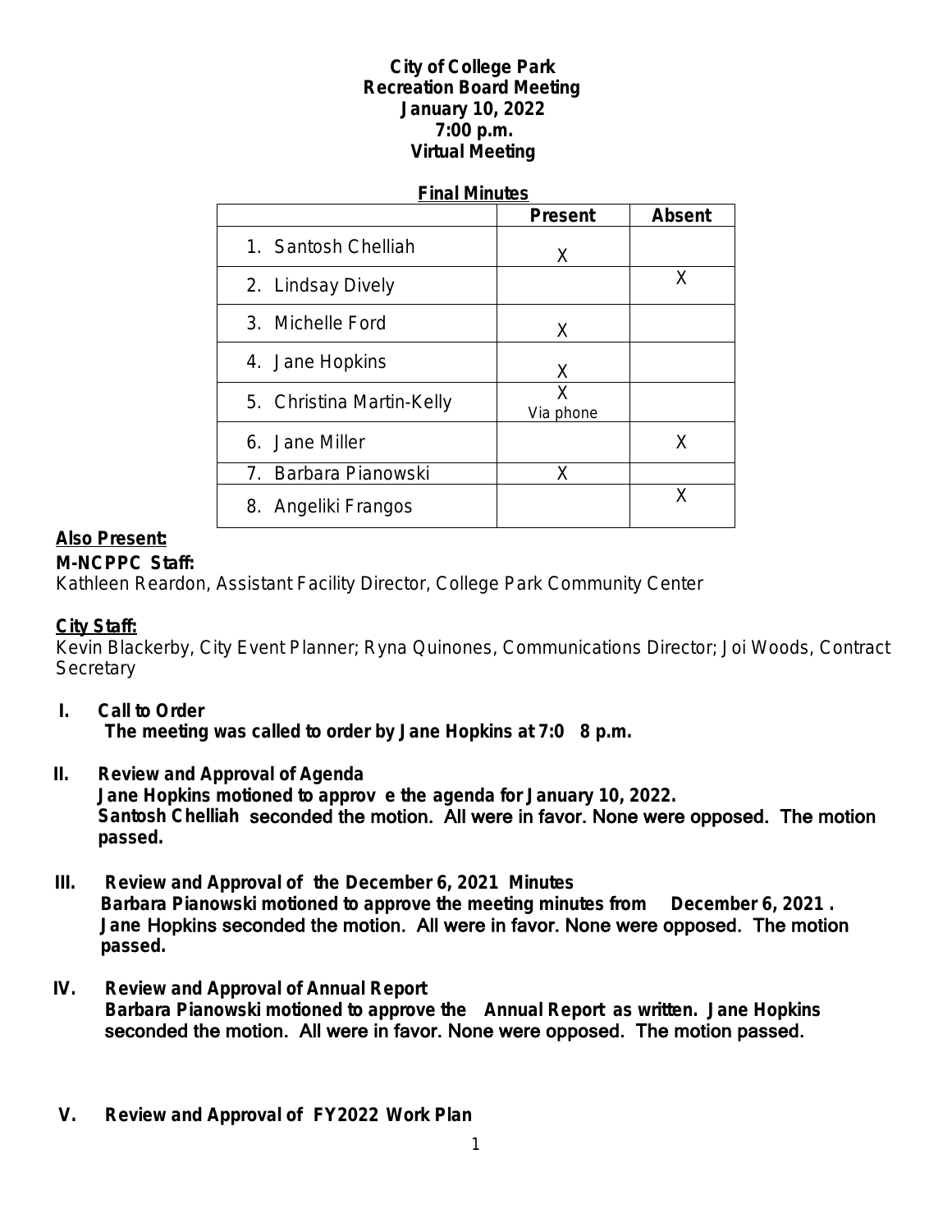**City of College Park**
**Recreation Board Meeting**
**January 10, 2022**
**7:00 p.m.**
**Virtual Meeting**

**Final Minutes**

| | Present | Absent |
|---|---|---|
| 1. Santosh Chelliah | X | |
| 2. Lindsay Dively | | X |
| 3. Michelle Ford | X | |
| 4. Jane Hopkins | X | |
| 5. Christina Martin-Kelly | X Via phone | |
| 6. Jane Miller | | X |
| 7. Barbara Pianowski | X | |
| 8. Angeliki Frangos | | X |

**Also Present:**

**M-NCPPC Staff:**
Kathleen Reardon, Assistant Facility Director, College Park Community Center

**City Staff:**
Kevin Blackerby, City Event Planner; Ryna Quinones, Communications Director; Joi Woods, Contract Secretary

**I. Call to Order**
**The meeting was called to order by Jane Hopkins at 7:0 8 p.m.**

**II. Review and Approval of Agenda**
**Jane Hopkins motioned to approv e the agenda for January 10, 2022. Santosh Chelliah seconded the motion. All were in favor. None were opposed. The motion passed.**

**III. Review and Approval of the December 6, 2021 Minutes**
**Barbara Pianowski motioned to approve the meeting minutes from December 6, 2021 . Jane Hopkins seconded the motion. All were in favor. None were opposed. The motion passed.**

**IV. Review and Approval of Annual Report**
**Barbara Pianowski motioned to approve the Annual Report as written. Jane Hopkins seconded the motion. All were in favor. None were opposed. The motion passed.**

**V. Review and Approval of FY2022 Work Plan**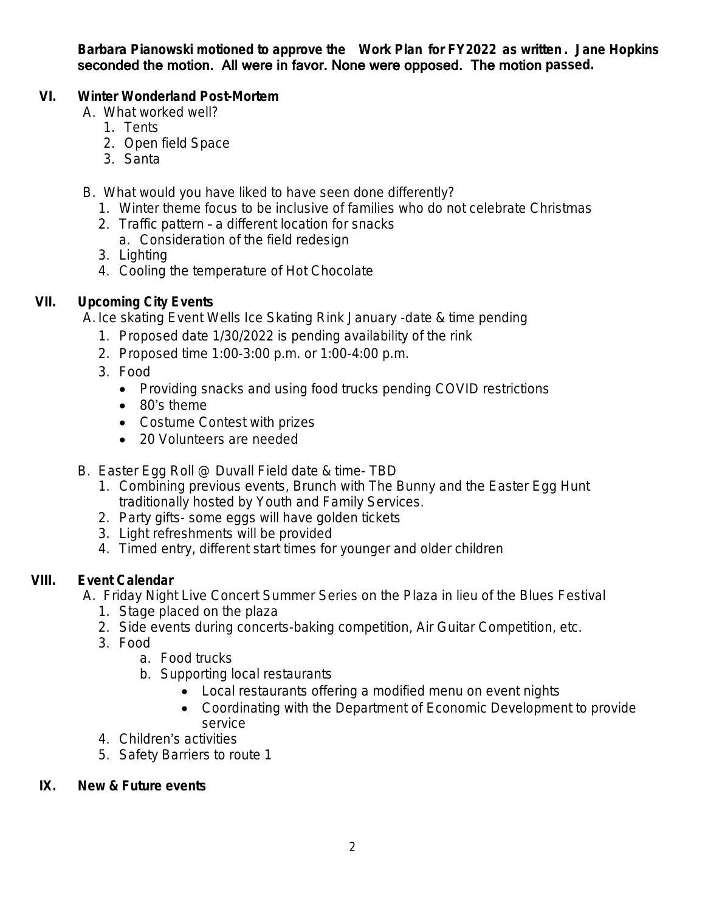**Barbara Pianowski motioned to approve the Work Plan for FY2022 as written. Jane Hopkins seconded the motion. All were in favor. None were opposed. The motion passed.**

## VI. Winter Wonderland Post-Mortem

A. What worked well?
   1. Tents
   2. Open field Space
   3. Santa

B. What would you have liked to have seen done differently?
   1. Winter theme focus to be inclusive of families who do not celebrate Christmas
   2. Traffic pattern – a different location for snacks
      a. Consideration of the field redesign
   3. Lighting
   4. Cooling the temperature of Hot Chocolate

## VII. Upcoming City Events

A. Ice skating Event Wells Ice Skating Rink January -date & time pending
   1. Proposed date 1/30/2022 is pending availability of the rink
   2. Proposed time 1:00-3:00 p.m. or 1:00-4:00 p.m.
   3. Food
      - Providing snacks and using food trucks pending COVID restrictions
      - 80's theme
      - Costume Contest with prizes
      - 20 Volunteers are needed

B. Easter Egg Roll @ Duvall Field date & time- TBD
   1. Combining previous events, Brunch with The Bunny and the Easter Egg Hunt traditionally hosted by Youth and Family Services.
   2. Party gifts- some eggs will have golden tickets
   3. Light refreshments will be provided
   4. Timed entry, different start times for younger and older children

## VIII. Event Calendar

A. Friday Night Live Concert Summer Series on the Plaza in lieu of the Blues Festival
   1. Stage placed on the plaza
   2. Side events during concerts-baking competition, Air Guitar Competition, etc.
   3. Food
      a. Food trucks
      b. Supporting local restaurants
         - Local restaurants offering a modified menu on event nights
         - Coordinating with the Department of Economic Development to provide service
   4. Children's activities
   5. Safety Barriers to route 1

## IX. New & Future events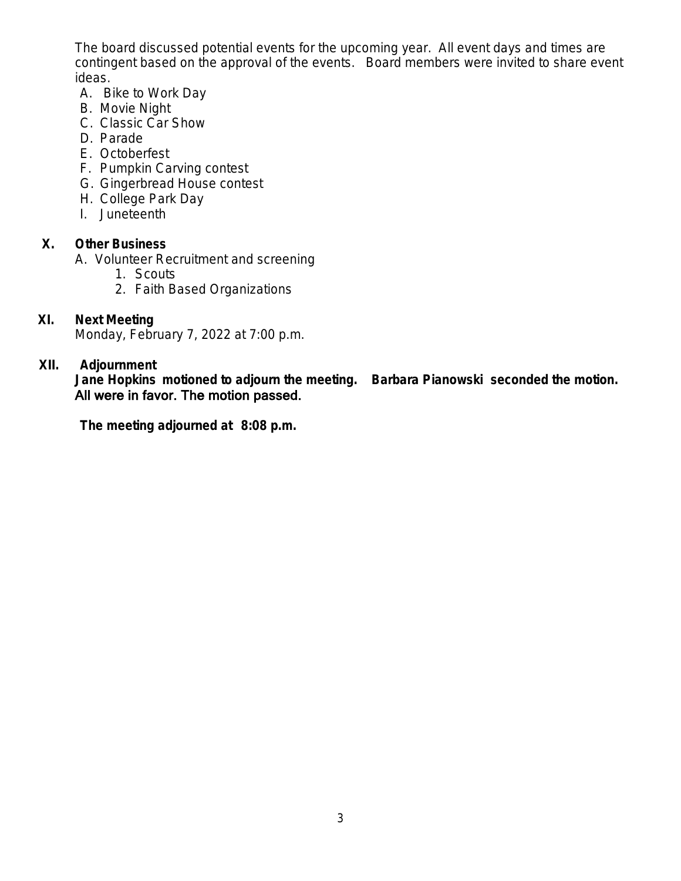The board discussed potential events for the upcoming year. All event days and times are contingent based on the approval of the events. Board members were invited to share event ideas.

A. Bike to Work Day
B. Movie Night
C. Classic Car Show
D. Parade
E. Octoberfest
F. Pumpkin Carving contest
G. Gingerbread House contest
H. College Park Day
I. Juneteenth

## X. Other Business

A. Volunteer Recruitment and screening
   1. Scouts
   2. Faith Based Organizations

## XI. Next Meeting

Monday, February 7, 2022 at 7:00 p.m.

## XII. Adjournment

**Jane Hopkins motioned to adjourn the meeting. Barbara Pianowski seconded the motion. All were in favor. The motion passed.**

**The meeting adjourned at 8:08 p.m.**